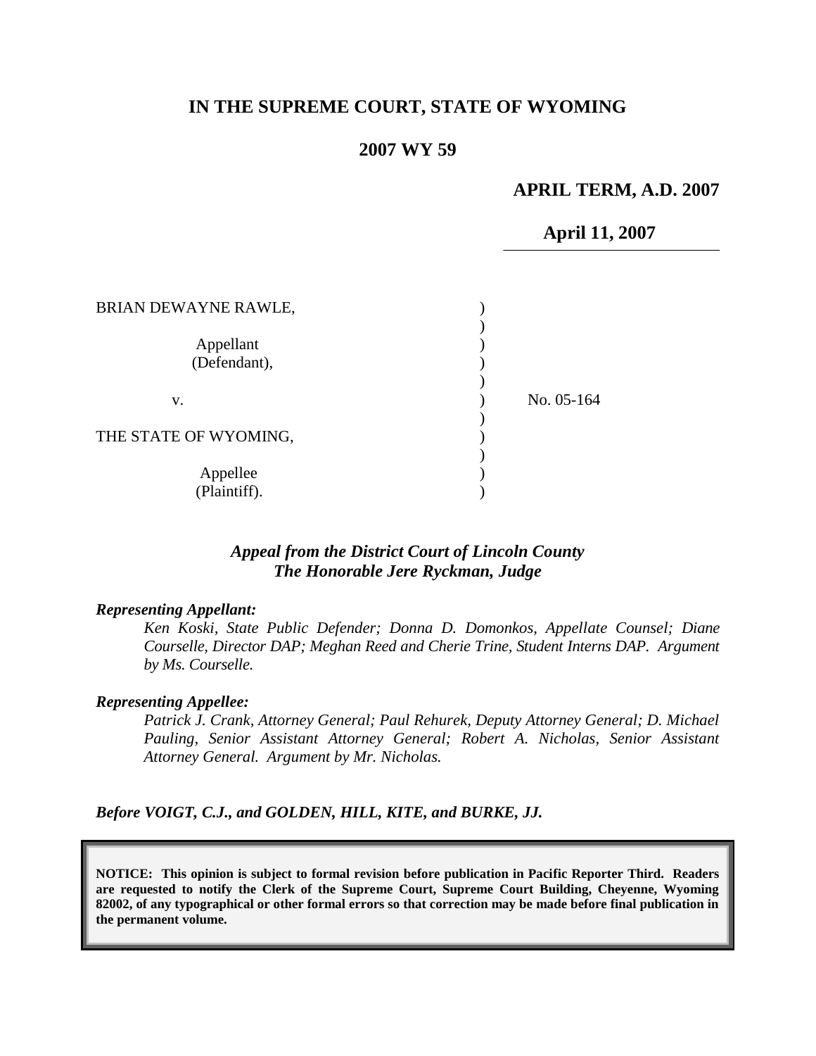# IN THE SUPREME COURT, STATE OF WYOMING

## 2007 WY 59

**APRIL TERM, A.D. 2007**

**April 11, 2007**

| | | |
|---|---|---|
| BRIAN DEWAYNE RAWLE, | ) | |
| | ) | |
| Appellant (Defendant), | ) | |
| | ) | |
| v. | ) | No. 05-164 |
| | ) | |
| THE STATE OF WYOMING, | ) | |
| | ) | |
| Appellee (Plaintiff). | ) | |

***Appeal from the District Court of Lincoln County***
***The Honorable Jere Ryckman, Judge***

***Representing Appellant:***

*Ken Koski, State Public Defender; Donna D. Domonkos, Appellate Counsel; Diane Courselle, Director DAP; Meghan Reed and Cherie Trine, Student Interns DAP. Argument by Ms. Courselle.*

***Representing Appellee:***

*Patrick J. Crank, Attorney General; Paul Rehurek, Deputy Attorney General; D. Michael Pauling, Senior Assistant Attorney General; Robert A. Nicholas, Senior Assistant Attorney General. Argument by Mr. Nicholas.*

***Before VOIGT, C.J., and GOLDEN, HILL, KITE, and BURKE, JJ.***

**NOTICE: This opinion is subject to formal revision before publication in Pacific Reporter Third. Readers are requested to notify the Clerk of the Supreme Court, Supreme Court Building, Cheyenne, Wyoming 82002, of any typographical or other formal errors so that correction may be made before final publication in the permanent volume.**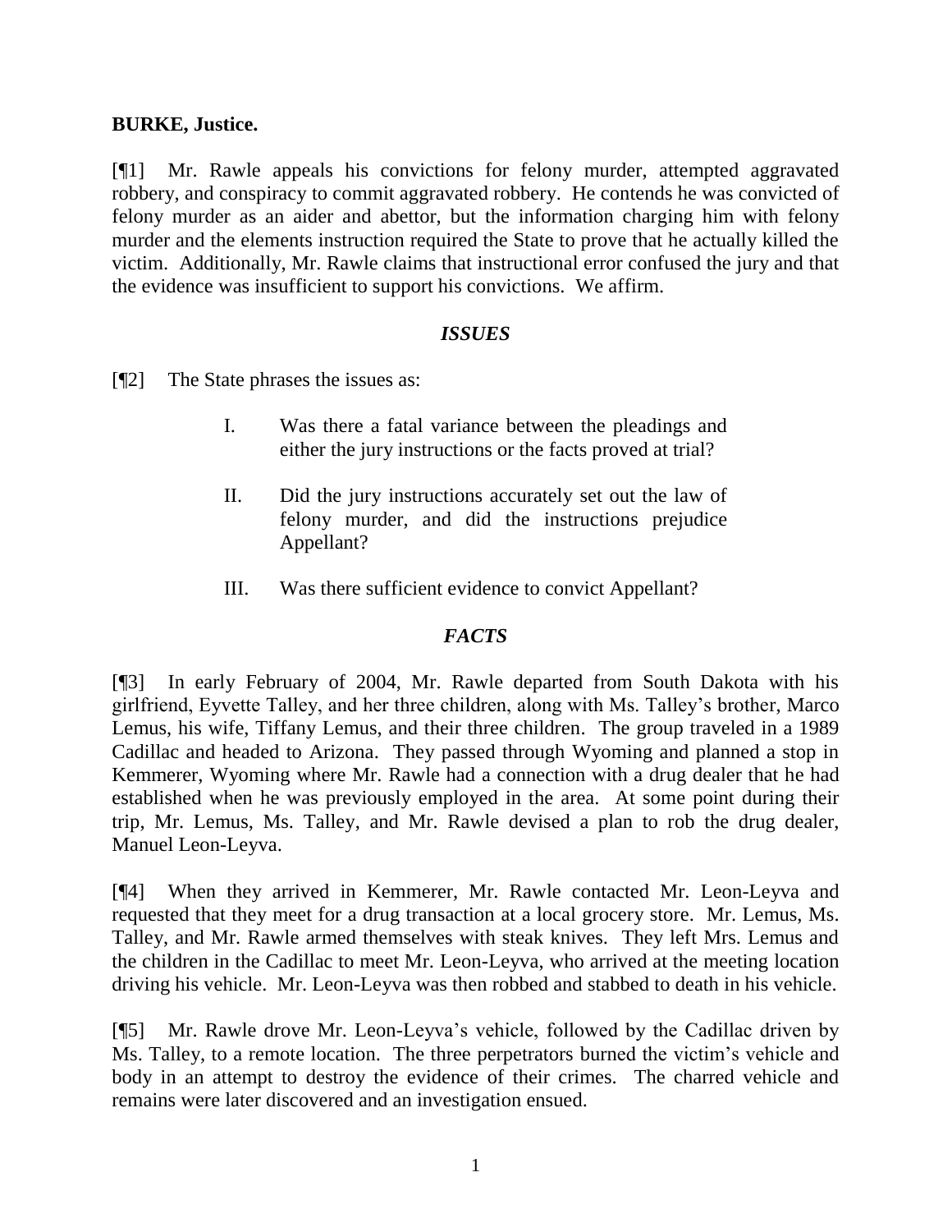**BURKE, Justice.**

[¶1] Mr. Rawle appeals his convictions for felony murder, attempted aggravated robbery, and conspiracy to commit aggravated robbery. He contends he was convicted of felony murder as an aider and abettor, but the information charging him with felony murder and the elements instruction required the State to prove that he actually killed the victim. Additionally, Mr. Rawle claims that instructional error confused the jury and that the evidence was insufficient to support his convictions. We affirm.

### *ISSUES*

[¶2] The State phrases the issues as:

> I. Was there a fatal variance between the pleadings and either the jury instructions or the facts proved at trial?
>
> II. Did the jury instructions accurately set out the law of felony murder, and did the instructions prejudice Appellant?
>
> III. Was there sufficient evidence to convict Appellant?

### *FACTS*

[¶3] In early February of 2004, Mr. Rawle departed from South Dakota with his girlfriend, Eyvette Talley, and her three children, along with Ms. Talley's brother, Marco Lemus, his wife, Tiffany Lemus, and their three children. The group traveled in a 1989 Cadillac and headed to Arizona. They passed through Wyoming and planned a stop in Kemmerer, Wyoming where Mr. Rawle had a connection with a drug dealer that he had established when he was previously employed in the area. At some point during their trip, Mr. Lemus, Ms. Talley, and Mr. Rawle devised a plan to rob the drug dealer, Manuel Leon-Leyva.

[¶4] When they arrived in Kemmerer, Mr. Rawle contacted Mr. Leon-Leyva and requested that they meet for a drug transaction at a local grocery store. Mr. Lemus, Ms. Talley, and Mr. Rawle armed themselves with steak knives. They left Mrs. Lemus and the children in the Cadillac to meet Mr. Leon-Leyva, who arrived at the meeting location driving his vehicle. Mr. Leon-Leyva was then robbed and stabbed to death in his vehicle.

[¶5] Mr. Rawle drove Mr. Leon-Leyva's vehicle, followed by the Cadillac driven by Ms. Talley, to a remote location. The three perpetrators burned the victim's vehicle and body in an attempt to destroy the evidence of their crimes. The charred vehicle and remains were later discovered and an investigation ensued.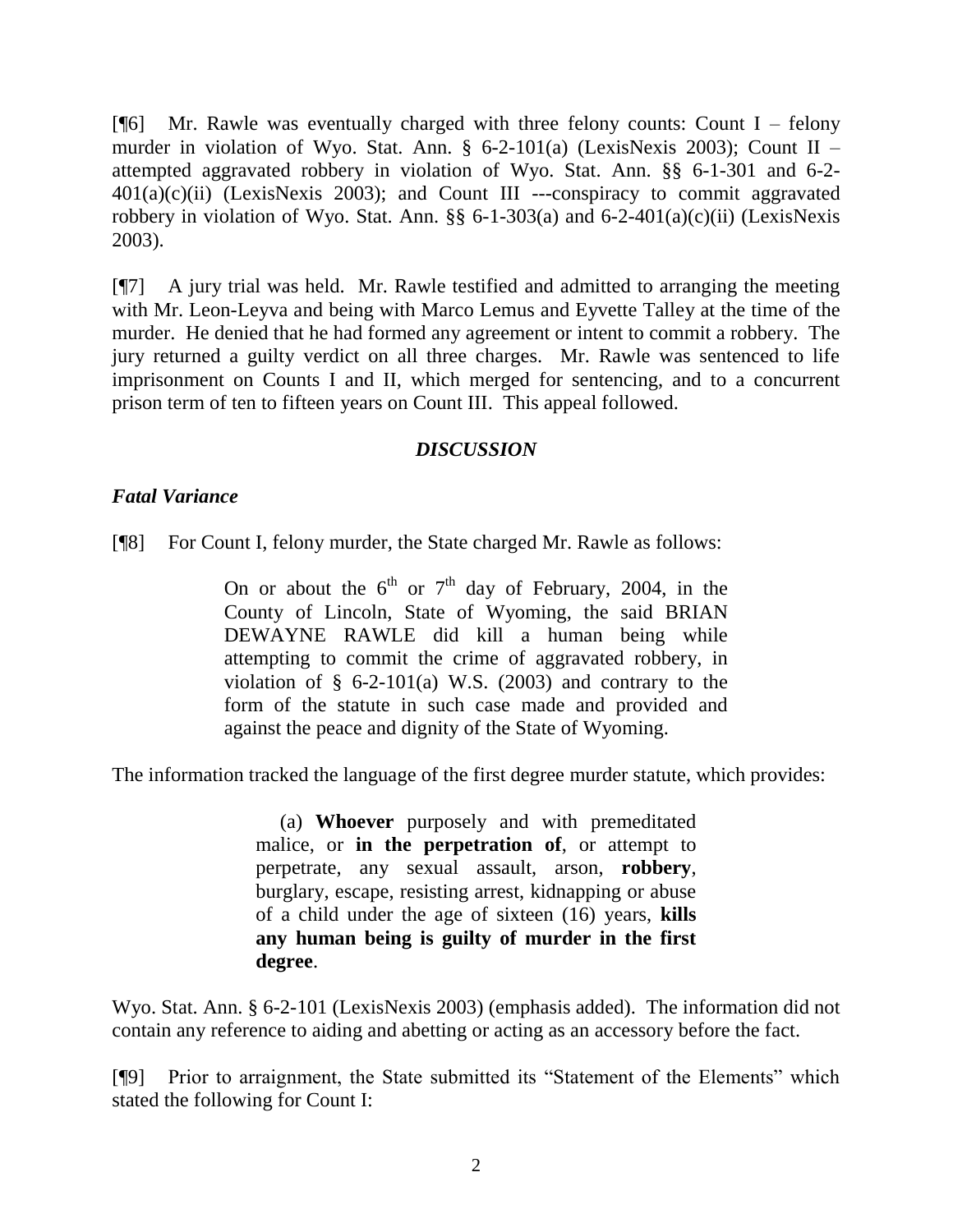[¶6] Mr. Rawle was eventually charged with three felony counts: Count I – felony murder in violation of Wyo. Stat. Ann. § 6-2-101(a) (LexisNexis 2003); Count II – attempted aggravated robbery in violation of Wyo. Stat. Ann. §§ 6-1-301 and 6-2-401(a)(c)(ii) (LexisNexis 2003); and Count III ---conspiracy to commit aggravated robbery in violation of Wyo. Stat. Ann. §§ 6-1-303(a) and 6-2-401(a)(c)(ii) (LexisNexis 2003).

[¶7] A jury trial was held. Mr. Rawle testified and admitted to arranging the meeting with Mr. Leon-Leyva and being with Marco Lemus and Eyvette Talley at the time of the murder. He denied that he had formed any agreement or intent to commit a robbery. The jury returned a guilty verdict on all three charges. Mr. Rawle was sentenced to life imprisonment on Counts I and II, which merged for sentencing, and to a concurrent prison term of ten to fifteen years on Count III. This appeal followed.

## *DISCUSSION*

### *Fatal Variance*

[¶8] For Count I, felony murder, the State charged Mr. Rawle as follows:

> On or about the 6th or 7th day of February, 2004, in the County of Lincoln, State of Wyoming, the said BRIAN DEWAYNE RAWLE did kill a human being while attempting to commit the crime of aggravated robbery, in violation of § 6-2-101(a) W.S. (2003) and contrary to the form of the statute in such case made and provided and against the peace and dignity of the State of Wyoming.

The information tracked the language of the first degree murder statute, which provides:

> (a) **Whoever** purposely and with premeditated malice, or **in the perpetration of**, or attempt to perpetrate, any sexual assault, arson, **robbery**, burglary, escape, resisting arrest, kidnapping or abuse of a child under the age of sixteen (16) years, **kills any human being is guilty of murder in the first degree**.

Wyo. Stat. Ann. § 6-2-101 (LexisNexis 2003) (emphasis added). The information did not contain any reference to aiding and abetting or acting as an accessory before the fact.

[¶9] Prior to arraignment, the State submitted its "Statement of the Elements" which stated the following for Count I: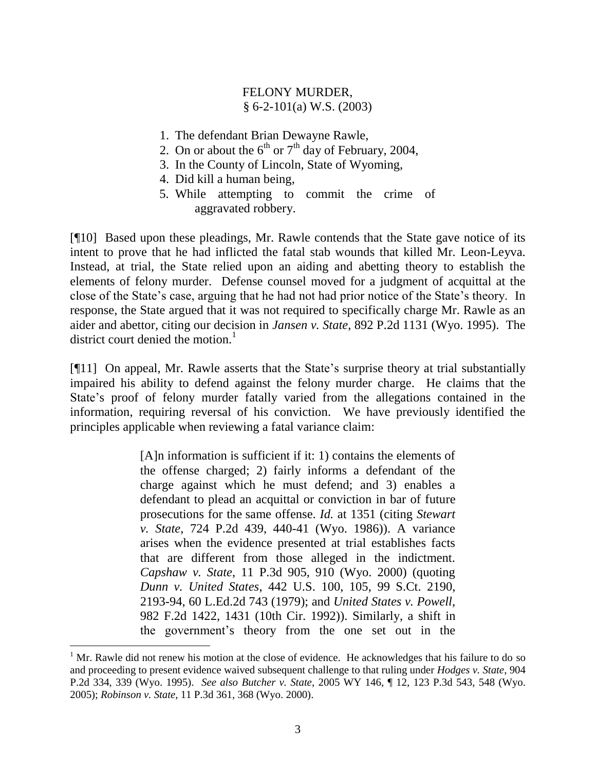FELONY MURDER,
§ 6-2-101(a) W.S. (2003)

1. The defendant Brian Dewayne Rawle,
2. On or about the 6th or 7th day of February, 2004,
3. In the County of Lincoln, State of Wyoming,
4. Did kill a human being,
5. While attempting to commit the crime of aggravated robbery.

[¶10] Based upon these pleadings, Mr. Rawle contends that the State gave notice of its intent to prove that he had inflicted the fatal stab wounds that killed Mr. Leon-Leyva. Instead, at trial, the State relied upon an aiding and abetting theory to establish the elements of felony murder. Defense counsel moved for a judgment of acquittal at the close of the State's case, arguing that he had not had prior notice of the State's theory. In response, the State argued that it was not required to specifically charge Mr. Rawle as an aider and abettor, citing our decision in *Jansen v. State*, 892 P.2d 1131 (Wyo. 1995). The district court denied the motion.[1]

[¶11] On appeal, Mr. Rawle asserts that the State's surprise theory at trial substantially impaired his ability to defend against the felony murder charge. He claims that the State's proof of felony murder fatally varied from the allegations contained in the information, requiring reversal of his conviction. We have previously identified the principles applicable when reviewing a fatal variance claim:

> [A]n information is sufficient if it: 1) contains the elements of the offense charged; 2) fairly informs a defendant of the charge against which he must defend; and 3) enables a defendant to plead an acquittal or conviction in bar of future prosecutions for the same offense. *Id.* at 1351 (citing *Stewart v. State*, 724 P.2d 439, 440-41 (Wyo. 1986)). A variance arises when the evidence presented at trial establishes facts that are different from those alleged in the indictment. *Capshaw v. State*, 11 P.3d 905, 910 (Wyo. 2000) (quoting *Dunn v. United States*, 442 U.S. 100, 105, 99 S.Ct. 2190, 2193-94, 60 L.Ed.2d 743 (1979); and *United States v. Powell*, 982 F.2d 1422, 1431 (10th Cir. 1992)). Similarly, a shift in the government's theory from the one set out in the

[1] Mr. Rawle did not renew his motion at the close of evidence. He acknowledges that his failure to do so and proceeding to present evidence waived subsequent challenge to that ruling under *Hodges v. State*, 904 P.2d 334, 339 (Wyo. 1995). *See also Butcher v. State*, 2005 WY 146, ¶ 12, 123 P.3d 543, 548 (Wyo. 2005); *Robinson v. State*, 11 P.3d 361, 368 (Wyo. 2000).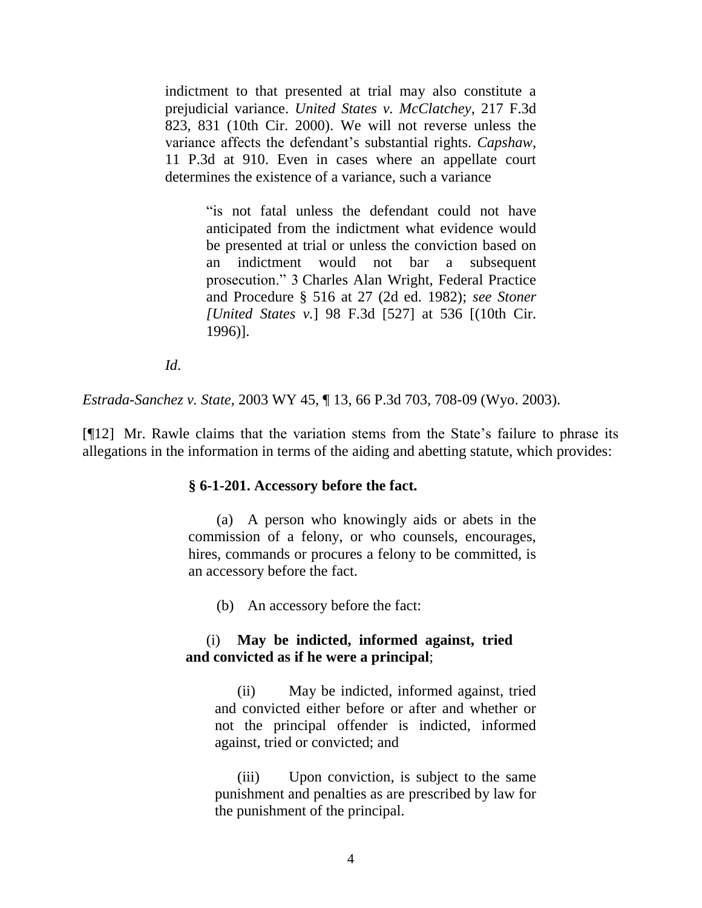> indictment to that presented at trial may also constitute a prejudicial variance. *United States v. McClatchey*, 217 F.3d 823, 831 (10th Cir. 2000). We will not reverse unless the variance affects the defendant's substantial rights. *Capshaw*, 11 P.3d at 910. Even in cases where an appellate court determines the existence of a variance, such a variance
>
>> "is not fatal unless the defendant could not have anticipated from the indictment what evidence would be presented at trial or unless the conviction based on an indictment would not bar a subsequent prosecution." 3 Charles Alan Wright, Federal Practice and Procedure § 516 at 27 (2d ed. 1982); *see Stoner [United States v.*] 98 F.3d [527] at 536 [(10th Cir. 1996)].
>
> *Id*.

*Estrada-Sanchez v. State*, 2003 WY 45, ¶ 13, 66 P.3d 703, 708-09 (Wyo. 2003).

[¶12] Mr. Rawle claims that the variation stems from the State's failure to phrase its allegations in the information in terms of the aiding and abetting statute, which provides:

> **§ 6-1-201. Accessory before the fact.**
>
> (a) A person who knowingly aids or abets in the commission of a felony, or who counsels, encourages, hires, commands or procures a felony to be committed, is an accessory before the fact.
>
> (b) An accessory before the fact:
>
> (i) **May be indicted, informed against, tried and convicted as if he were a principal**;
>
> (ii) May be indicted, informed against, tried and convicted either before or after and whether or not the principal offender is indicted, informed against, tried or convicted; and
>
> (iii) Upon conviction, is subject to the same punishment and penalties as are prescribed by law for the punishment of the principal.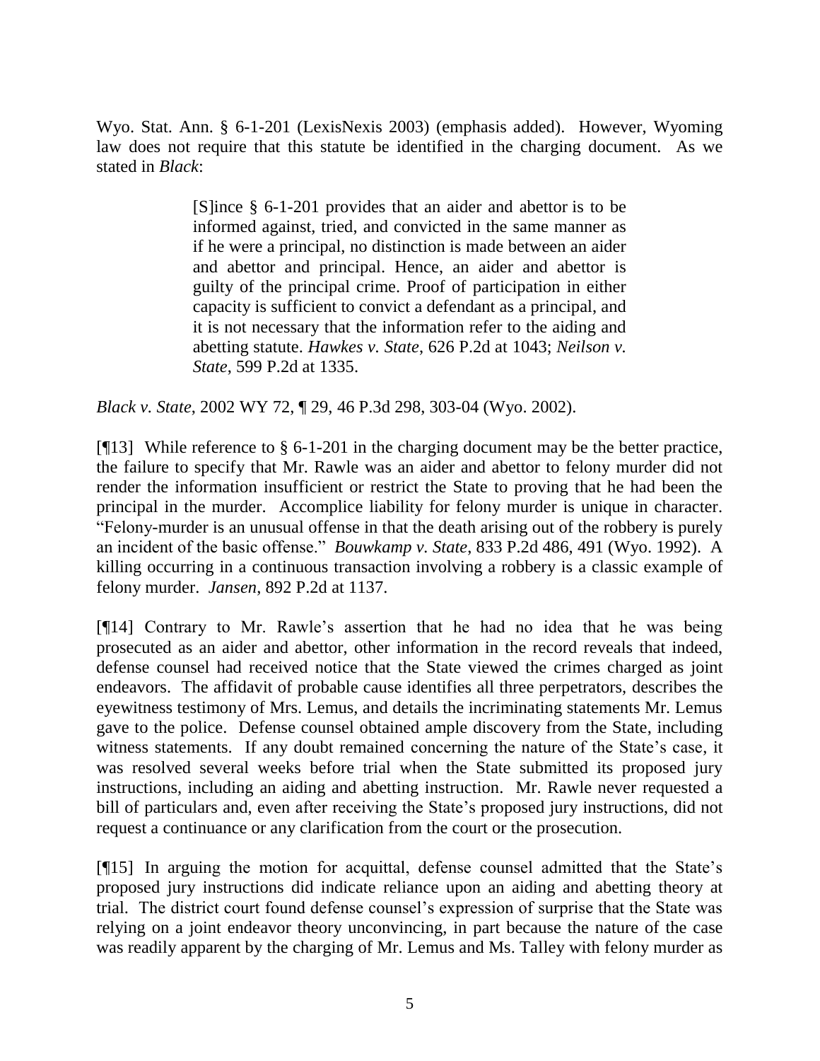Wyo. Stat. Ann. § 6-1-201 (LexisNexis 2003) (emphasis added). However, Wyoming law does not require that this statute be identified in the charging document. As we stated in *Black*:

> [S]ince § 6-1-201 provides that an aider and abettor is to be informed against, tried, and convicted in the same manner as if he were a principal, no distinction is made between an aider and abettor and principal. Hence, an aider and abettor is guilty of the principal crime. Proof of participation in either capacity is sufficient to convict a defendant as a principal, and it is not necessary that the information refer to the aiding and abetting statute. *Hawkes v. State*, 626 P.2d at 1043; *Neilson v. State*, 599 P.2d at 1335.

*Black v. State*, 2002 WY 72, ¶ 29, 46 P.3d 298, 303-04 (Wyo. 2002).

[¶13] While reference to § 6-1-201 in the charging document may be the better practice, the failure to specify that Mr. Rawle was an aider and abettor to felony murder did not render the information insufficient or restrict the State to proving that he had been the principal in the murder. Accomplice liability for felony murder is unique in character. "Felony-murder is an unusual offense in that the death arising out of the robbery is purely an incident of the basic offense." *Bouwkamp v. State*, 833 P.2d 486, 491 (Wyo. 1992). A killing occurring in a continuous transaction involving a robbery is a classic example of felony murder. *Jansen*, 892 P.2d at 1137.

[¶14] Contrary to Mr. Rawle's assertion that he had no idea that he was being prosecuted as an aider and abettor, other information in the record reveals that indeed, defense counsel had received notice that the State viewed the crimes charged as joint endeavors. The affidavit of probable cause identifies all three perpetrators, describes the eyewitness testimony of Mrs. Lemus, and details the incriminating statements Mr. Lemus gave to the police. Defense counsel obtained ample discovery from the State, including witness statements. If any doubt remained concerning the nature of the State's case, it was resolved several weeks before trial when the State submitted its proposed jury instructions, including an aiding and abetting instruction. Mr. Rawle never requested a bill of particulars and, even after receiving the State's proposed jury instructions, did not request a continuance or any clarification from the court or the prosecution.

[¶15] In arguing the motion for acquittal, defense counsel admitted that the State's proposed jury instructions did indicate reliance upon an aiding and abetting theory at trial. The district court found defense counsel's expression of surprise that the State was relying on a joint endeavor theory unconvincing, in part because the nature of the case was readily apparent by the charging of Mr. Lemus and Ms. Talley with felony murder as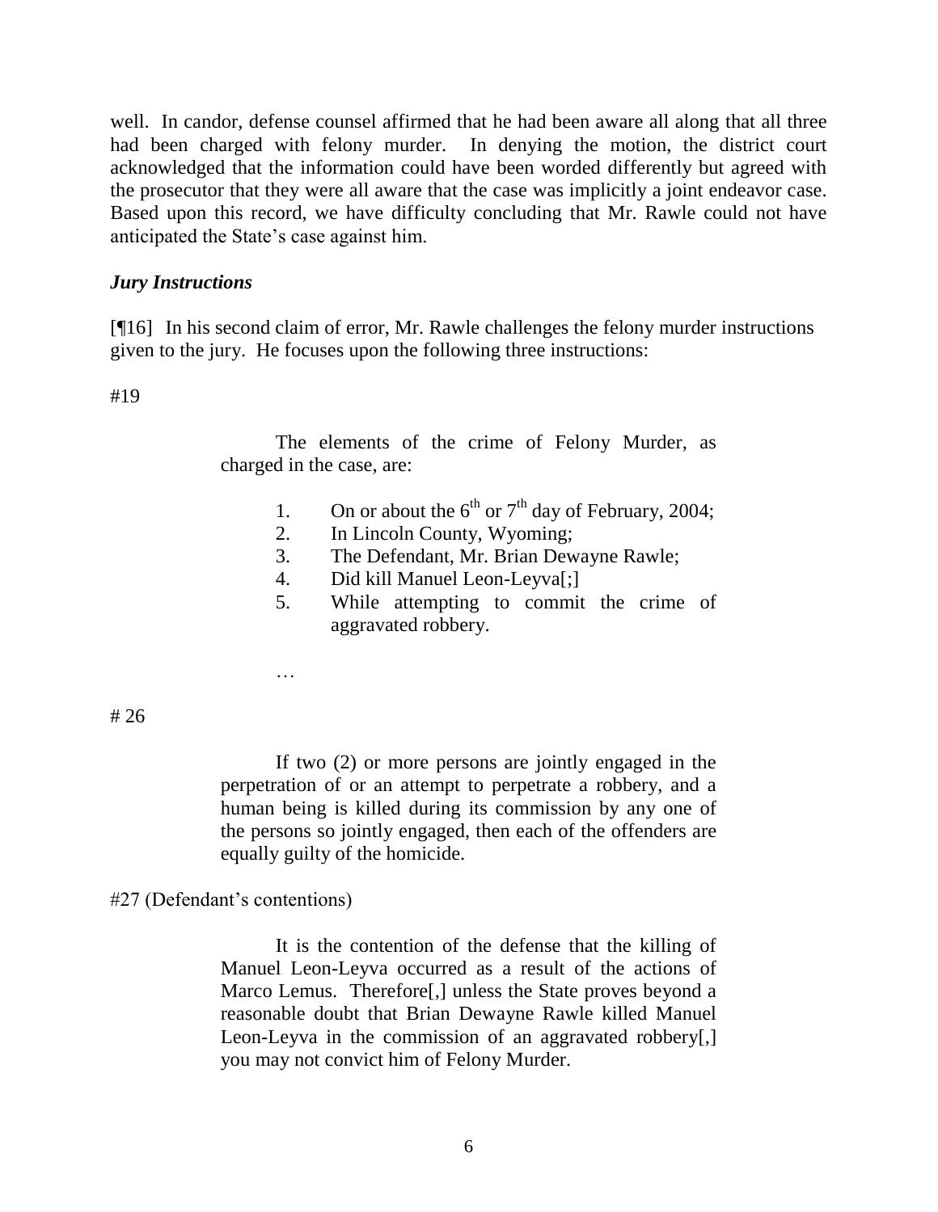well. In candor, defense counsel affirmed that he had been aware all along that all three had been charged with felony murder. In denying the motion, the district court acknowledged that the information could have been worded differently but agreed with the prosecutor that they were all aware that the case was implicitly a joint endeavor case. Based upon this record, we have difficulty concluding that Mr. Rawle could not have anticipated the State's case against him.

### *Jury Instructions*

[¶16] In his second claim of error, Mr. Rawle challenges the felony murder instructions given to the jury. He focuses upon the following three instructions:

#19

> The elements of the crime of Felony Murder, as charged in the case, are:
>
> 1. On or about the 6th or 7th day of February, 2004;
> 2. In Lincoln County, Wyoming;
> 3. The Defendant, Mr. Brian Dewayne Rawle;
> 4. Did kill Manuel Leon-Leyva[;]
> 5. While attempting to commit the crime of aggravated robbery.
>
> …

# 26

> If two (2) or more persons are jointly engaged in the perpetration of or an attempt to perpetrate a robbery, and a human being is killed during its commission by any one of the persons so jointly engaged, then each of the offenders are equally guilty of the homicide.

#27 (Defendant's contentions)

> It is the contention of the defense that the killing of Manuel Leon-Leyva occurred as a result of the actions of Marco Lemus. Therefore[,] unless the State proves beyond a reasonable doubt that Brian Dewayne Rawle killed Manuel Leon-Leyva in the commission of an aggravated robbery[,] you may not convict him of Felony Murder.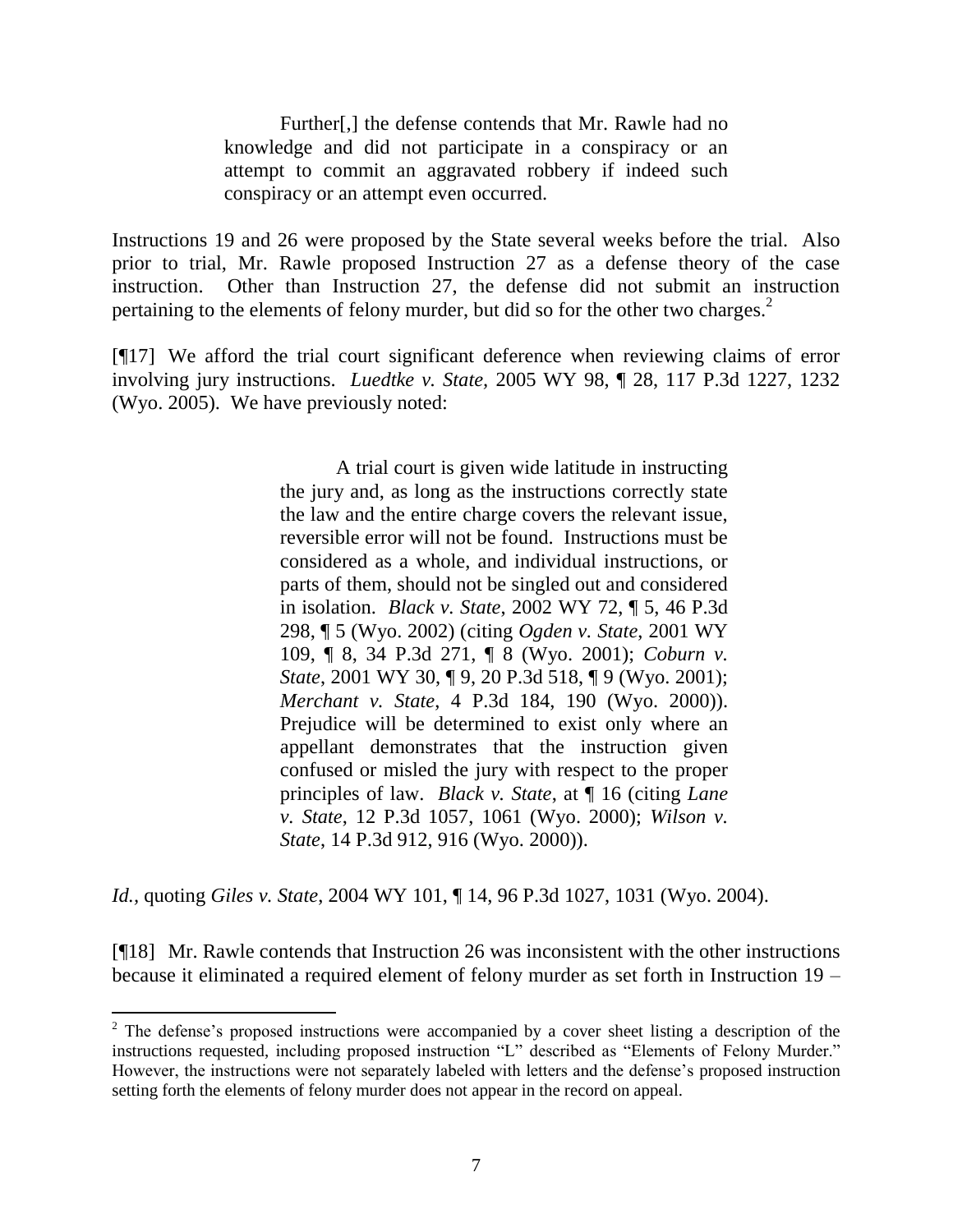> Further[,] the defense contends that Mr. Rawle had no knowledge and did not participate in a conspiracy or an attempt to commit an aggravated robbery if indeed such conspiracy or an attempt even occurred.

Instructions 19 and 26 were proposed by the State several weeks before the trial. Also prior to trial, Mr. Rawle proposed Instruction 27 as a defense theory of the case instruction. Other than Instruction 27, the defense did not submit an instruction pertaining to the elements of felony murder, but did so for the other two charges.[2]

[¶17] We afford the trial court significant deference when reviewing claims of error involving jury instructions. *Luedtke v. State*, 2005 WY 98, ¶ 28, 117 P.3d 1227, 1232 (Wyo. 2005). We have previously noted:

> A trial court is given wide latitude in instructing the jury and, as long as the instructions correctly state the law and the entire charge covers the relevant issue, reversible error will not be found. Instructions must be considered as a whole, and individual instructions, or parts of them, should not be singled out and considered in isolation. *Black v. State*, 2002 WY 72, ¶ 5, 46 P.3d 298, ¶ 5 (Wyo. 2002) (citing *Ogden v. State*, 2001 WY 109, ¶ 8, 34 P.3d 271, ¶ 8 (Wyo. 2001); *Coburn v. State*, 2001 WY 30, ¶ 9, 20 P.3d 518, ¶ 9 (Wyo. 2001); *Merchant v. State*, 4 P.3d 184, 190 (Wyo. 2000)). Prejudice will be determined to exist only where an appellant demonstrates that the instruction given confused or misled the jury with respect to the proper principles of law. *Black v. State*, at ¶ 16 (citing *Lane v. State*, 12 P.3d 1057, 1061 (Wyo. 2000); *Wilson v. State*, 14 P.3d 912, 916 (Wyo. 2000)).

*Id.*, quoting *Giles v. State*, 2004 WY 101, ¶ 14, 96 P.3d 1027, 1031 (Wyo. 2004).

[¶18] Mr. Rawle contends that Instruction 26 was inconsistent with the other instructions because it eliminated a required element of felony murder as set forth in Instruction 19 –

---

[2] The defense's proposed instructions were accompanied by a cover sheet listing a description of the instructions requested, including proposed instruction "L" described as "Elements of Felony Murder." However, the instructions were not separately labeled with letters and the defense's proposed instruction setting forth the elements of felony murder does not appear in the record on appeal.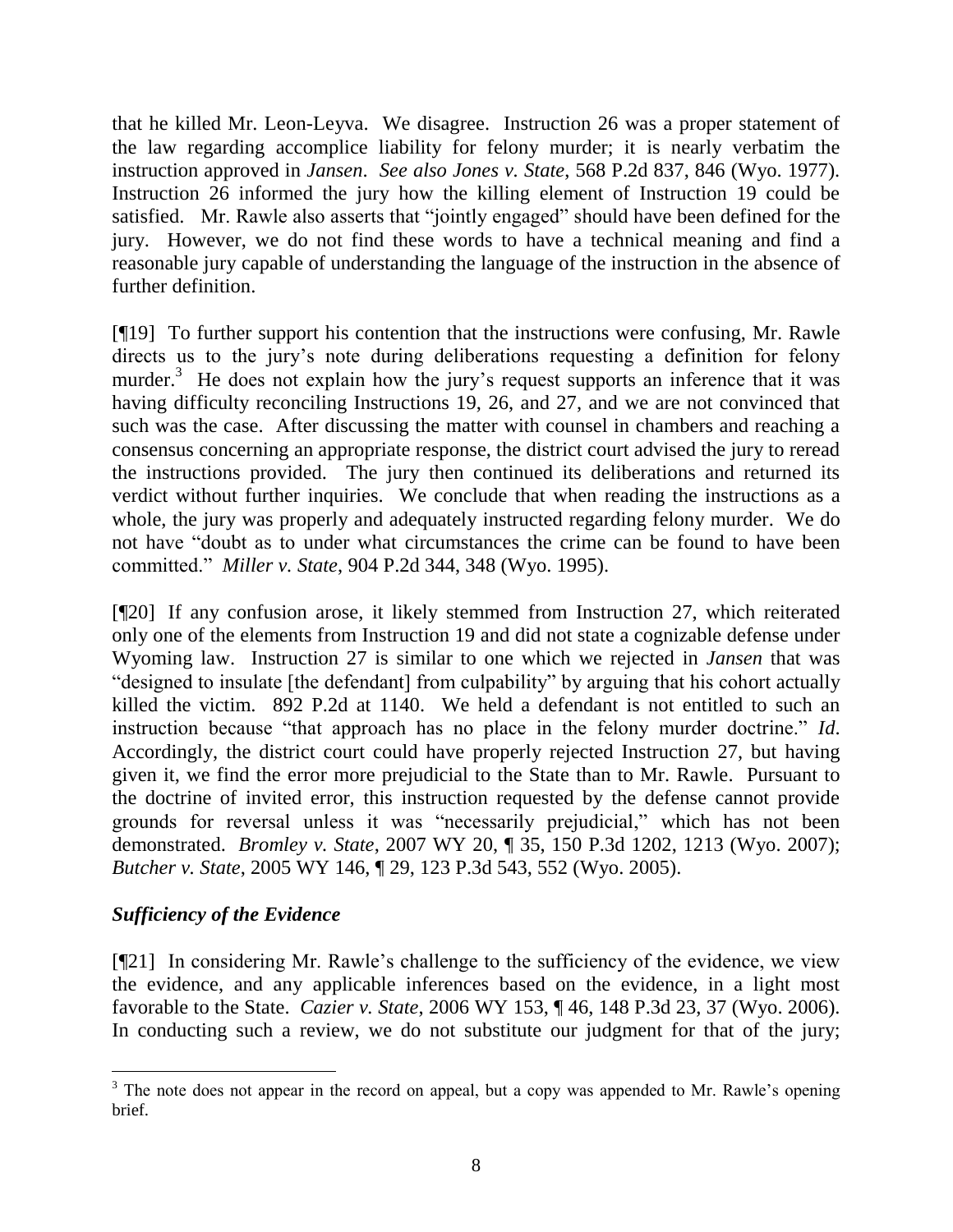that he killed Mr. Leon-Leyva. We disagree. Instruction 26 was a proper statement of the law regarding accomplice liability for felony murder; it is nearly verbatim the instruction approved in *Jansen*. *See also Jones v. State*, 568 P.2d 837, 846 (Wyo. 1977). Instruction 26 informed the jury how the killing element of Instruction 19 could be satisfied. Mr. Rawle also asserts that "jointly engaged" should have been defined for the jury. However, we do not find these words to have a technical meaning and find a reasonable jury capable of understanding the language of the instruction in the absence of further definition.

[¶19] To further support his contention that the instructions were confusing, Mr. Rawle directs us to the jury's note during deliberations requesting a definition for felony murder.[3] He does not explain how the jury's request supports an inference that it was having difficulty reconciling Instructions 19, 26, and 27, and we are not convinced that such was the case. After discussing the matter with counsel in chambers and reaching a consensus concerning an appropriate response, the district court advised the jury to reread the instructions provided. The jury then continued its deliberations and returned its verdict without further inquiries. We conclude that when reading the instructions as a whole, the jury was properly and adequately instructed regarding felony murder. We do not have "doubt as to under what circumstances the crime can be found to have been committed." *Miller v. State*, 904 P.2d 344, 348 (Wyo. 1995).

[¶20] If any confusion arose, it likely stemmed from Instruction 27, which reiterated only one of the elements from Instruction 19 and did not state a cognizable defense under Wyoming law. Instruction 27 is similar to one which we rejected in *Jansen* that was "designed to insulate [the defendant] from culpability" by arguing that his cohort actually killed the victim. 892 P.2d at 1140. We held a defendant is not entitled to such an instruction because "that approach has no place in the felony murder doctrine." *Id*. Accordingly, the district court could have properly rejected Instruction 27, but having given it, we find the error more prejudicial to the State than to Mr. Rawle. Pursuant to the doctrine of invited error, this instruction requested by the defense cannot provide grounds for reversal unless it was "necessarily prejudicial," which has not been demonstrated. *Bromley v. State*, 2007 WY 20, ¶ 35, 150 P.3d 1202, 1213 (Wyo. 2007); *Butcher v. State*, 2005 WY 146, ¶ 29, 123 P.3d 543, 552 (Wyo. 2005).

### *Sufficiency of the Evidence*

[¶21] In considering Mr. Rawle's challenge to the sufficiency of the evidence, we view the evidence, and any applicable inferences based on the evidence, in a light most favorable to the State. *Cazier v. State*, 2006 WY 153, ¶ 46, 148 P.3d 23, 37 (Wyo. 2006). In conducting such a review, we do not substitute our judgment for that of the jury;

---

[3] The note does not appear in the record on appeal, but a copy was appended to Mr. Rawle's opening brief.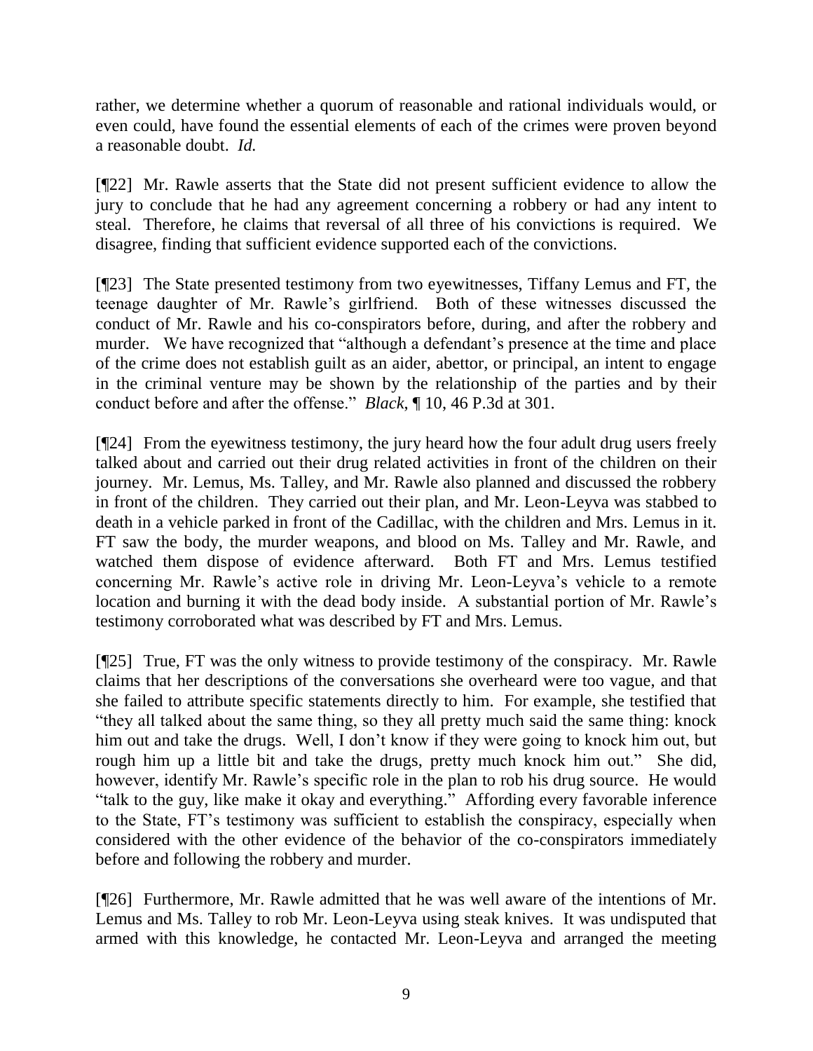rather, we determine whether a quorum of reasonable and rational individuals would, or even could, have found the essential elements of each of the crimes were proven beyond a reasonable doubt. *Id.*

[¶22] Mr. Rawle asserts that the State did not present sufficient evidence to allow the jury to conclude that he had any agreement concerning a robbery or had any intent to steal. Therefore, he claims that reversal of all three of his convictions is required. We disagree, finding that sufficient evidence supported each of the convictions.

[¶23] The State presented testimony from two eyewitnesses, Tiffany Lemus and FT, the teenage daughter of Mr. Rawle's girlfriend. Both of these witnesses discussed the conduct of Mr. Rawle and his co-conspirators before, during, and after the robbery and murder. We have recognized that "although a defendant's presence at the time and place of the crime does not establish guilt as an aider, abettor, or principal, an intent to engage in the criminal venture may be shown by the relationship of the parties and by their conduct before and after the offense." *Black*, ¶ 10, 46 P.3d at 301.

[¶24] From the eyewitness testimony, the jury heard how the four adult drug users freely talked about and carried out their drug related activities in front of the children on their journey. Mr. Lemus, Ms. Talley, and Mr. Rawle also planned and discussed the robbery in front of the children. They carried out their plan, and Mr. Leon-Leyva was stabbed to death in a vehicle parked in front of the Cadillac, with the children and Mrs. Lemus in it. FT saw the body, the murder weapons, and blood on Ms. Talley and Mr. Rawle, and watched them dispose of evidence afterward. Both FT and Mrs. Lemus testified concerning Mr. Rawle's active role in driving Mr. Leon-Leyva's vehicle to a remote location and burning it with the dead body inside. A substantial portion of Mr. Rawle's testimony corroborated what was described by FT and Mrs. Lemus.

[¶25] True, FT was the only witness to provide testimony of the conspiracy. Mr. Rawle claims that her descriptions of the conversations she overheard were too vague, and that she failed to attribute specific statements directly to him. For example, she testified that "they all talked about the same thing, so they all pretty much said the same thing: knock him out and take the drugs. Well, I don't know if they were going to knock him out, but rough him up a little bit and take the drugs, pretty much knock him out." She did, however, identify Mr. Rawle's specific role in the plan to rob his drug source. He would "talk to the guy, like make it okay and everything." Affording every favorable inference to the State, FT's testimony was sufficient to establish the conspiracy, especially when considered with the other evidence of the behavior of the co-conspirators immediately before and following the robbery and murder.

[¶26] Furthermore, Mr. Rawle admitted that he was well aware of the intentions of Mr. Lemus and Ms. Talley to rob Mr. Leon-Leyva using steak knives. It was undisputed that armed with this knowledge, he contacted Mr. Leon-Leyva and arranged the meeting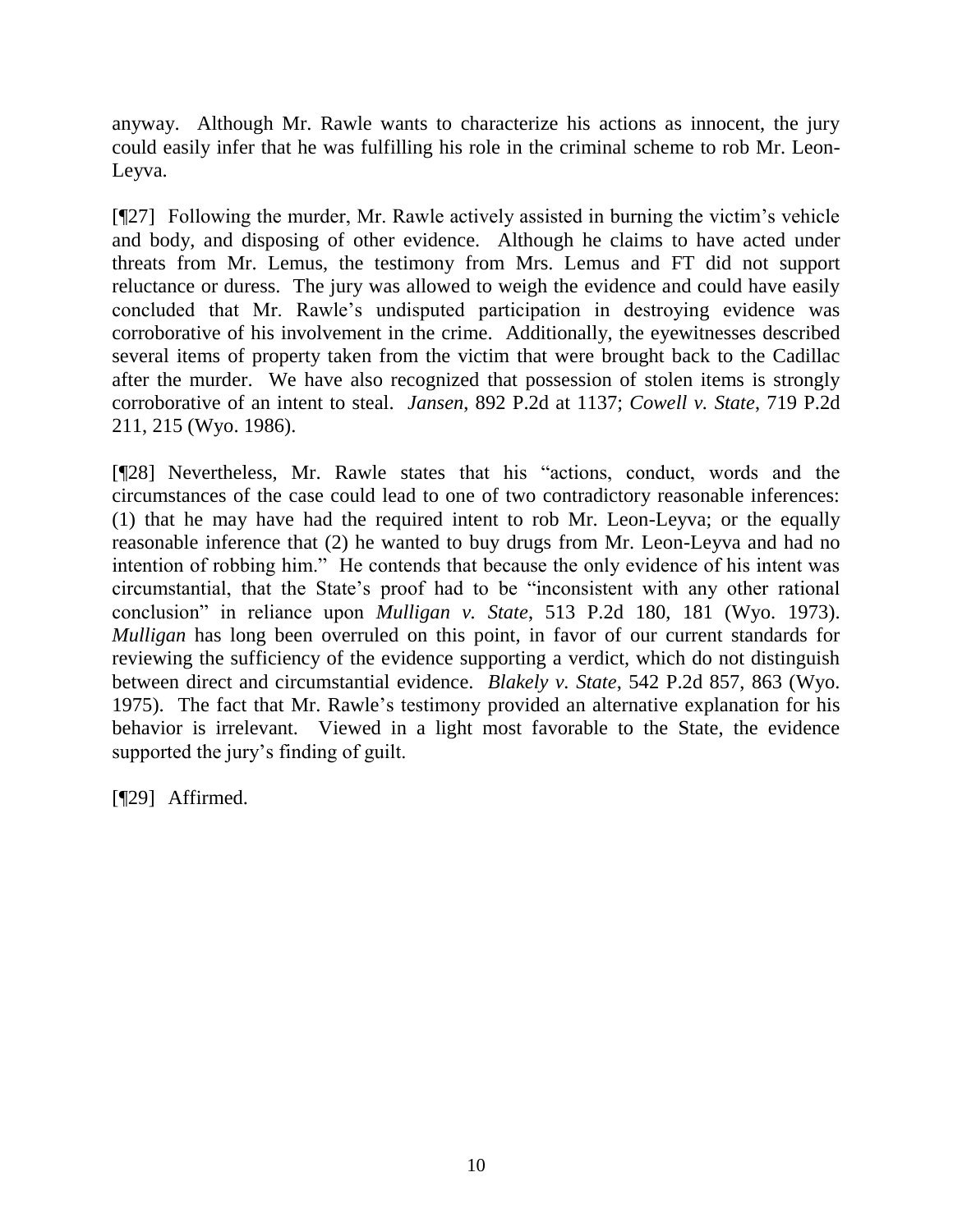anyway. Although Mr. Rawle wants to characterize his actions as innocent, the jury could easily infer that he was fulfilling his role in the criminal scheme to rob Mr. Leon-Leyva.

[¶27] Following the murder, Mr. Rawle actively assisted in burning the victim's vehicle and body, and disposing of other evidence. Although he claims to have acted under threats from Mr. Lemus, the testimony from Mrs. Lemus and FT did not support reluctance or duress. The jury was allowed to weigh the evidence and could have easily concluded that Mr. Rawle's undisputed participation in destroying evidence was corroborative of his involvement in the crime. Additionally, the eyewitnesses described several items of property taken from the victim that were brought back to the Cadillac after the murder. We have also recognized that possession of stolen items is strongly corroborative of an intent to steal. *Jansen*, 892 P.2d at 1137; *Cowell v. State*, 719 P.2d 211, 215 (Wyo. 1986).

[¶28] Nevertheless, Mr. Rawle states that his "actions, conduct, words and the circumstances of the case could lead to one of two contradictory reasonable inferences: (1) that he may have had the required intent to rob Mr. Leon-Leyva; or the equally reasonable inference that (2) he wanted to buy drugs from Mr. Leon-Leyva and had no intention of robbing him." He contends that because the only evidence of his intent was circumstantial, that the State's proof had to be "inconsistent with any other rational conclusion" in reliance upon *Mulligan v. State*, 513 P.2d 180, 181 (Wyo. 1973). *Mulligan* has long been overruled on this point, in favor of our current standards for reviewing the sufficiency of the evidence supporting a verdict, which do not distinguish between direct and circumstantial evidence. *Blakely v. State*, 542 P.2d 857, 863 (Wyo. 1975). The fact that Mr. Rawle's testimony provided an alternative explanation for his behavior is irrelevant. Viewed in a light most favorable to the State, the evidence supported the jury's finding of guilt.

[¶29] Affirmed.